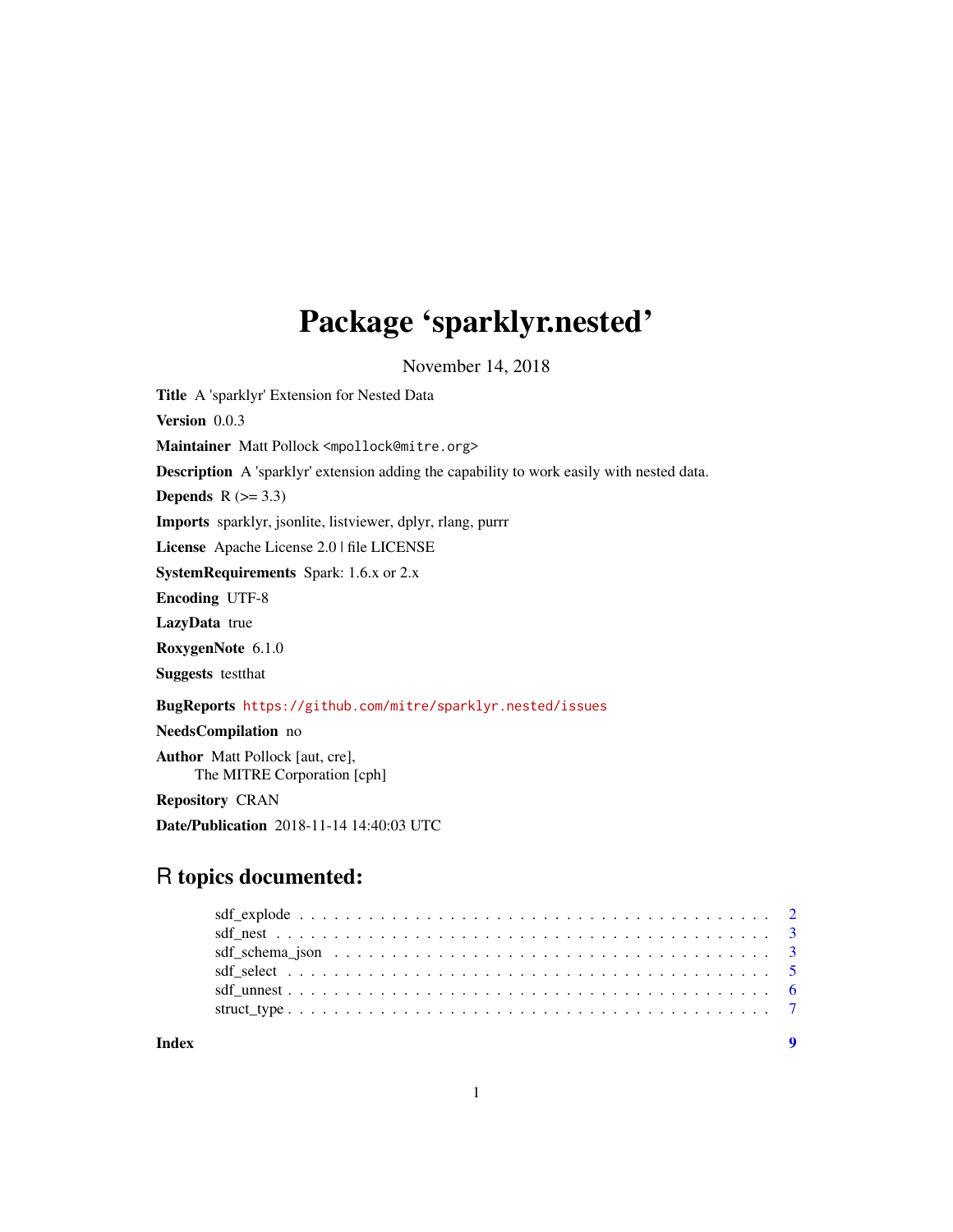# Package 'sparklyr.nested'

November 14, 2018

**Title** A 'sparklyr' Extension for Nested Data

**Version** 0.0.3

**Maintainer** Matt Pollock <mpollock@mitre.org>

**Description** A 'sparklyr' extension adding the capability to work easily with nested data.

**Depends** R (>= 3.3)

**Imports** sparklyr, jsonlite, listviewer, dplyr, rlang, purrr

**License** Apache License 2.0 | file LICENSE

**SystemRequirements** Spark: 1.6.x or 2.x

**Encoding** UTF-8

**LazyData** true

**RoxygenNote** 6.1.0

**Suggests** testthat

**BugReports** https://github.com/mitre/sparklyr.nested/issues

**NeedsCompilation** no

**Author** Matt Pollock [aut, cre],
The MITRE Corporation [cph]

**Repository** CRAN

**Date/Publication** 2018-11-14 14:40:03 UTC

## R topics documented:

- sdf_explode . . . . . . . . . . . . . . . . . . . . . . . . . . . . . . . . . . . . . . . . 2
- sdf_nest . . . . . . . . . . . . . . . . . . . . . . . . . . . . . . . . . . . . . . . . . . 3
- sdf_schema_json . . . . . . . . . . . . . . . . . . . . . . . . . . . . . . . . . . . . . 3
- sdf_select . . . . . . . . . . . . . . . . . . . . . . . . . . . . . . . . . . . . . . . . . 5
- sdf_unnest . . . . . . . . . . . . . . . . . . . . . . . . . . . . . . . . . . . . . . . . 6
- struct_type . . . . . . . . . . . . . . . . . . . . . . . . . . . . . . . . . . . . . . . . 7

**Index** 9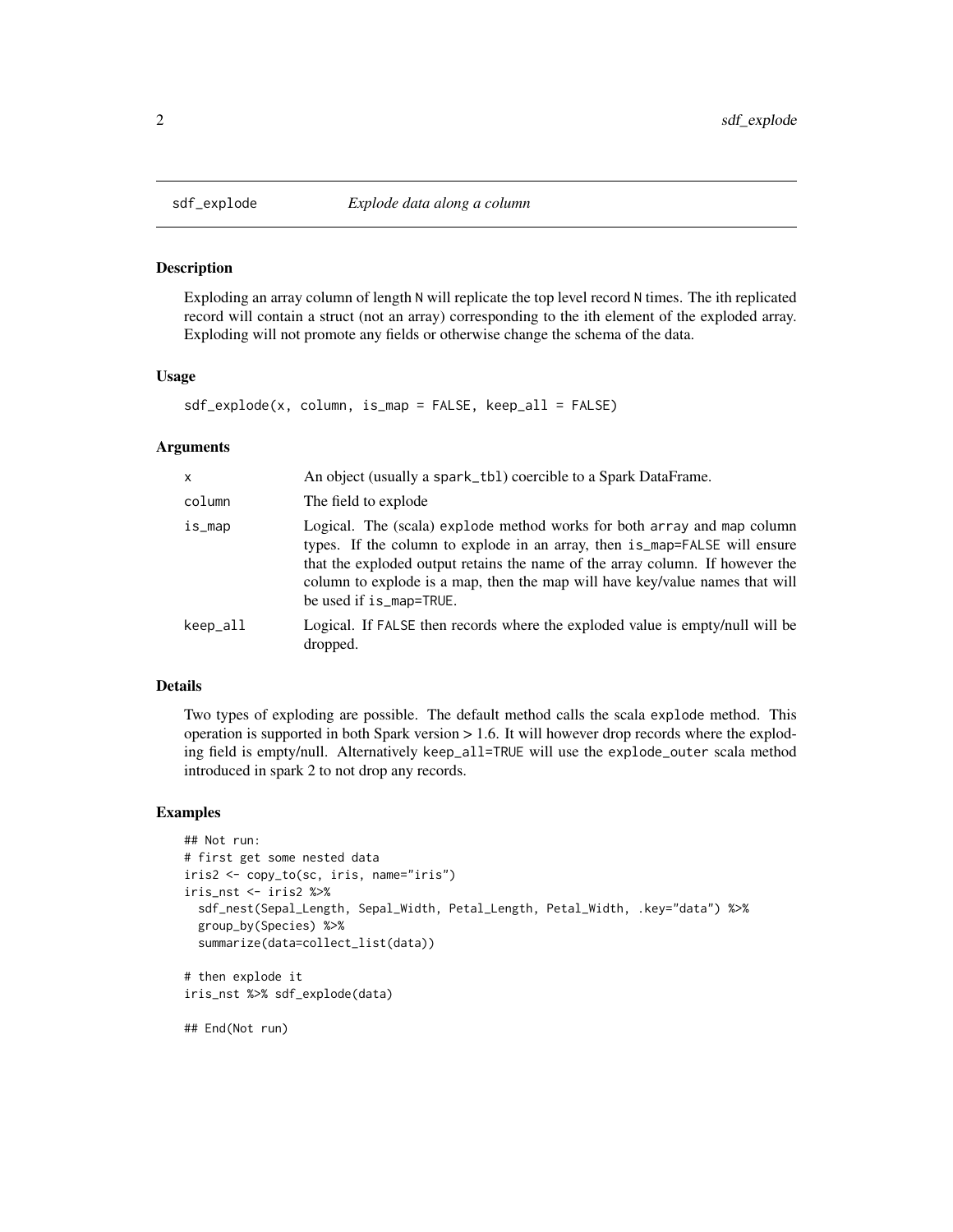## sdf_explode — *Explode data along a column*

### Description

Exploding an array column of length N will replicate the top level record N times. The ith replicated record will contain a struct (not an array) corresponding to the ith element of the exploded array. Exploding will not promote any fields or otherwise change the schema of the data.

### Usage

```
sdf_explode(x, column, is_map = FALSE, keep_all = FALSE)
```

### Arguments

| | |
|---|---|
| x | An object (usually a spark_tbl) coercible to a Spark DataFrame. |
| column | The field to explode |
| is_map | Logical. The (scala) explode method works for both array and map column types. If the column to explode in an array, then is_map=FALSE will ensure that the exploded output retains the name of the array column. If however the column to explode is a map, then the map will have key/value names that will be used if is_map=TRUE. |
| keep_all | Logical. If FALSE then records where the exploded value is empty/null will be dropped. |

### Details

Two types of exploding are possible. The default method calls the scala explode method. This operation is supported in both Spark version > 1.6. It will however drop records where the exploding field is empty/null. Alternatively keep_all=TRUE will use the explode_outer scala method introduced in spark 2 to not drop any records.

### Examples

```
## Not run:
# first get some nested data
iris2 <- copy_to(sc, iris, name="iris")
iris_nst <- iris2 %>%
  sdf_nest(Sepal_Length, Sepal_Width, Petal_Length, Petal_Width, .key="data") %>%
  group_by(Species) %>%
  summarize(data=collect_list(data))

# then explode it
iris_nst %>% sdf_explode(data)

## End(Not run)
```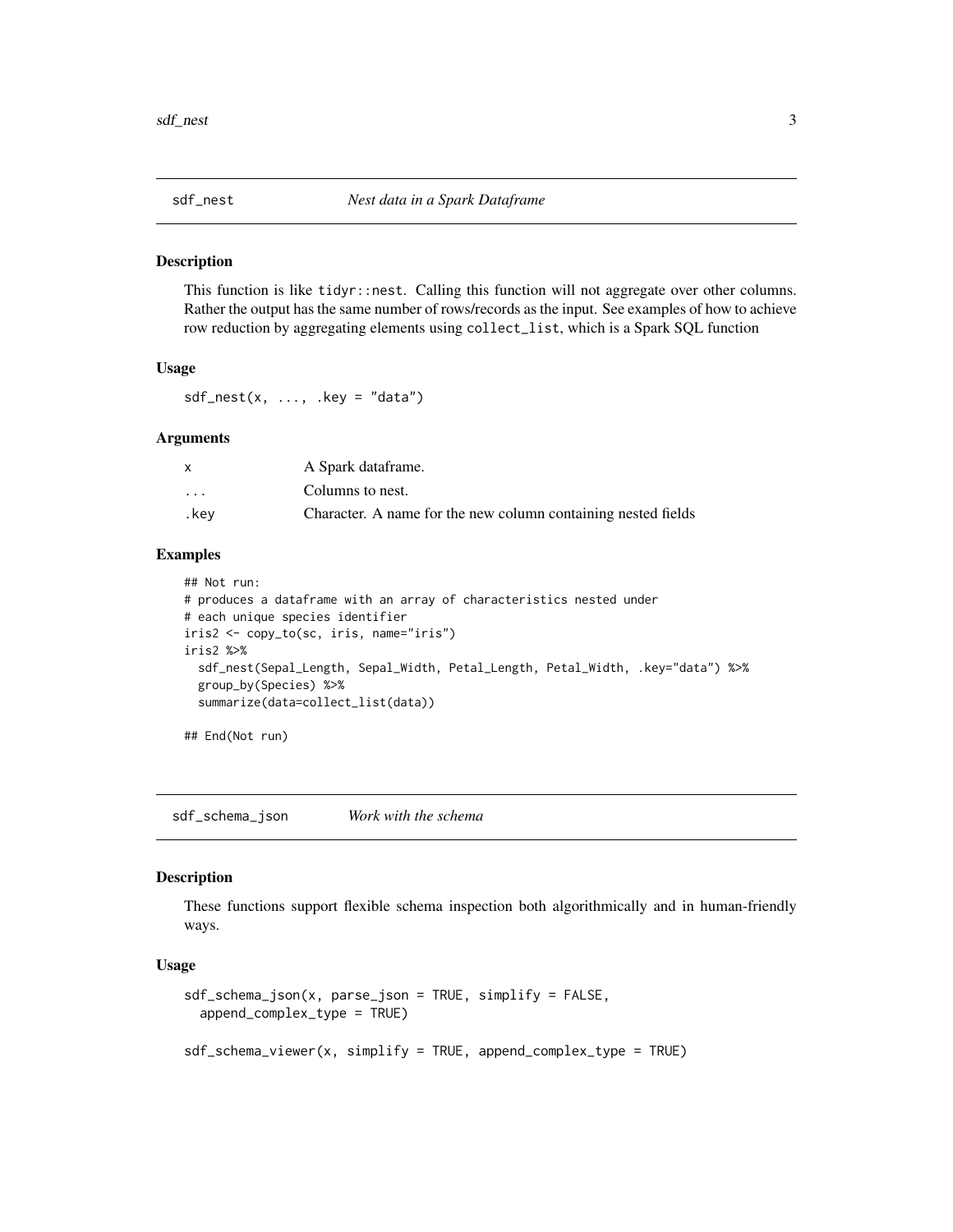## sdf_nest    *Nest data in a Spark Dataframe*

### Description

This function is like `tidyr::nest`. Calling this function will not aggregate over other columns. Rather the output has the same number of rows/records as the input. See examples of how to achieve row reduction by aggregating elements using `collect_list`, which is a Spark SQL function

### Usage

```
sdf_nest(x, ..., .key = "data")
```

### Arguments

| | |
|---|---|
| `x` | A Spark dataframe. |
| `...` | Columns to nest. |
| `.key` | Character. A name for the new column containing nested fields |

### Examples

```
## Not run:
# produces a dataframe with an array of characteristics nested under
# each unique species identifier
iris2 <- copy_to(sc, iris, name="iris")
iris2 %>%
  sdf_nest(Sepal_Length, Sepal_Width, Petal_Length, Petal_Width, .key="data") %>%
  group_by(Species) %>%
  summarize(data=collect_list(data))

## End(Not run)
```

## sdf_schema_json    *Work with the schema*

### Description

These functions support flexible schema inspection both algorithmically and in human-friendly ways.

### Usage

```
sdf_schema_json(x, parse_json = TRUE, simplify = FALSE,
  append_complex_type = TRUE)

sdf_schema_viewer(x, simplify = TRUE, append_complex_type = TRUE)
```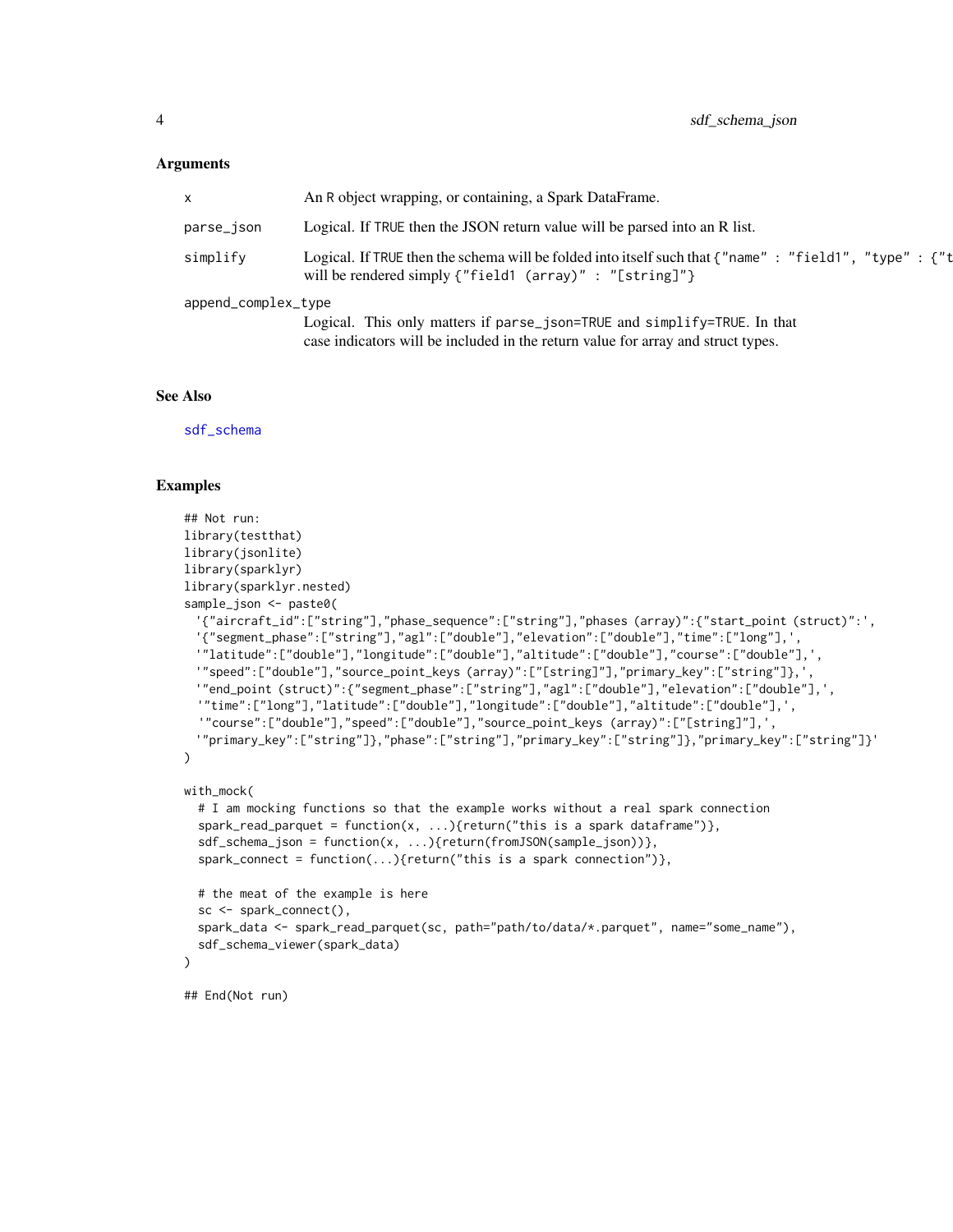### Arguments

| | |
|---|---|
| `x` | An R object wrapping, or containing, a Spark DataFrame. |
| `parse_json` | Logical. If TRUE then the JSON return value will be parsed into an R list. |
| `simplify` | Logical. If TRUE then the schema will be folded into itself such that `{"name" : "field1", "type" : {"t` will be rendered simply `{"field1 (array)" : "[string]"}` |
| `append_complex_type` | Logical. This only matters if `parse_json=TRUE` and `simplify=TRUE`. In that case indicators will be included in the return value for array and struct types. |

### See Also

`sdf_schema`

### Examples

```
## Not run:
library(testthat)
library(jsonlite)
library(sparklyr)
library(sparklyr.nested)
sample_json <- paste0(
  '{"aircraft_id":["string"],"phase_sequence":["string"],"phases (array)":{"start_point (struct)":',
  '{"segment_phase":["string"],"agl":["double"],"elevation":["double"],"time":["long"],',
  '"latitude":["double"],"longitude":["double"],"altitude":["double"],"course":["double"],',
  '"speed":["double"],"source_point_keys (array)":["[string]"],"primary_key":["string"]},',
  '"end_point (struct)":{"segment_phase":["string"],"agl":["double"],"elevation":["double"],',
  '"time":["long"],"latitude":["double"],"longitude":["double"],"altitude":["double"],',
  '"course":["double"],"speed":["double"],"source_point_keys (array)":["[string]"],',
  '"primary_key":["string"]},"phase":["string"],"primary_key":["string"]},"primary_key":["string"]}'
)

with_mock(
  # I am mocking functions so that the example works without a real spark connection
  spark_read_parquet = function(x, ...){return("this is a spark dataframe")},
  sdf_schema_json = function(x, ...){return(fromJSON(sample_json))},
  spark_connect = function(...){return("this is a spark connection")},

  # the meat of the example is here
  sc <- spark_connect(),
  spark_data <- spark_read_parquet(sc, path="path/to/data/*.parquet", name="some_name"),
  sdf_schema_viewer(spark_data)
)

## End(Not run)
```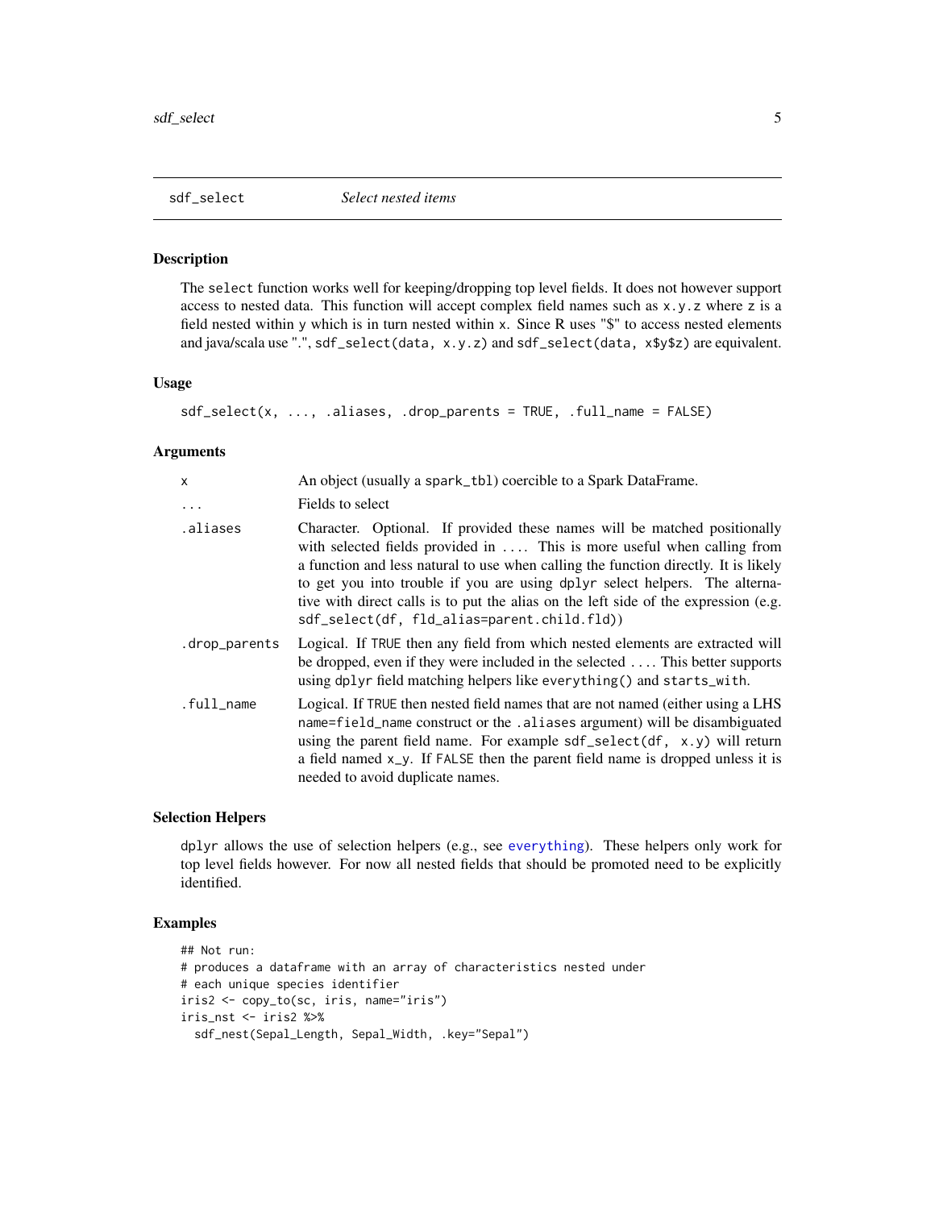## sdf_select *Select nested items*

### Description

The `select` function works well for keeping/dropping top level fields. It does not however support access to nested data. This function will accept complex field names such as `x.y.z` where `z` is a field nested within `y` which is in turn nested within `x`. Since R uses "$" to access nested elements and java/scala use ".", `sdf_select(data, x.y.z)` and `sdf_select(data, x$y$z)` are equivalent.

### Usage

```
sdf_select(x, ..., .aliases, .drop_parents = TRUE, .full_name = FALSE)
```

### Arguments

| | |
|---|---|
| `x` | An object (usually a `spark_tbl`) coercible to a Spark DataFrame. |
| `...` | Fields to select |
| `.aliases` | Character. Optional. If provided these names will be matched positionally with selected fields provided in `...`. This is more useful when calling from a function and less natural to use when calling the function directly. It is likely to get you into trouble if you are using `dplyr` select helpers. The alternative with direct calls is to put the alias on the left side of the expression (e.g. `sdf_select(df, fld_alias=parent.child.fld)`) |
| `.drop_parents` | Logical. If `TRUE` then any field from which nested elements are extracted will be dropped, even if they were included in the selected `...`. This better supports using `dplyr` field matching helpers like `everything()` and `starts_with`. |
| `.full_name` | Logical. If `TRUE` then nested field names that are not named (either using a LHS `name=field_name` construct or the `.aliases` argument) will be disambiguated using the parent field name. For example `sdf_select(df, x.y)` will return a field named `x_y`. If `FALSE` then the parent field name is dropped unless it is needed to avoid duplicate names. |

### Selection Helpers

`dplyr` allows the use of selection helpers (e.g., see everything). These helpers only work for top level fields however. For now all nested fields that should be promoted need to be explicitly identified.

### Examples

```
## Not run:
# produces a dataframe with an array of characteristics nested under
# each unique species identifier
iris2 <- copy_to(sc, iris, name="iris")
iris_nst <- iris2 %>%
  sdf_nest(Sepal_Length, Sepal_Width, .key="Sepal")
```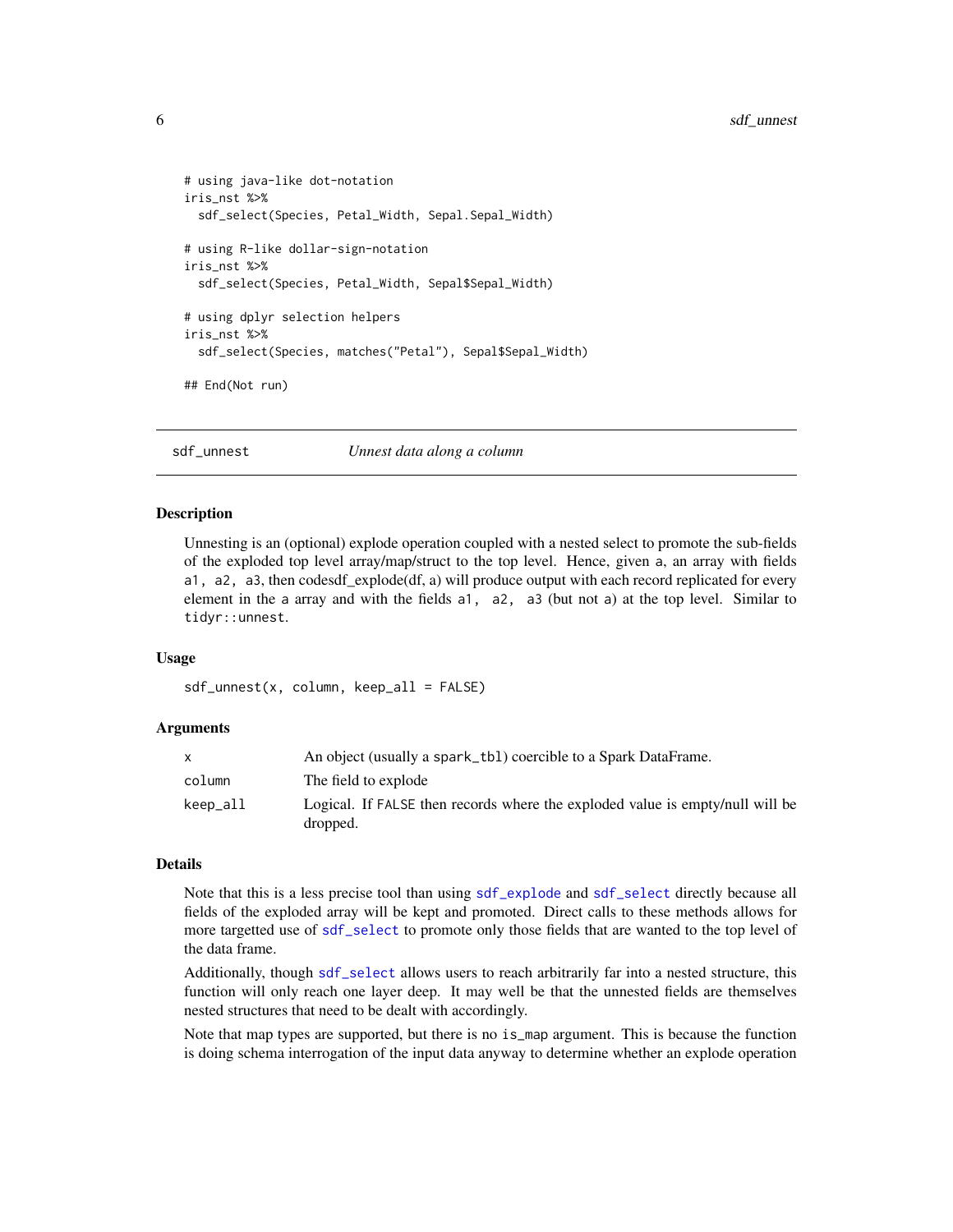```
# using java-like dot-notation
iris_nst %>%
  sdf_select(Species, Petal_Width, Sepal.Sepal_Width)

# using R-like dollar-sign-notation
iris_nst %>%
  sdf_select(Species, Petal_Width, Sepal$Sepal_Width)

# using dplyr selection helpers
iris_nst %>%
  sdf_select(Species, matches("Petal"), Sepal$Sepal_Width)

## End(Not run)
```

---

## sdf_unnest — *Unnest data along a column*

---

### Description

Unnesting is an (optional) explode operation coupled with a nested select to promote the sub-fields of the exploded top level array/map/struct to the top level. Hence, given `a`, an array with fields `a1, a2, a3`, then codesdf_explode(df, a) will produce output with each record replicated for every element in the `a` array and with the fields `a1, a2, a3` (but not `a`) at the top level. Similar to `tidyr::unnest`.

### Usage

```
sdf_unnest(x, column, keep_all = FALSE)
```

### Arguments

| | |
|---|---|
| `x` | An object (usually a `spark_tbl`) coercible to a Spark DataFrame. |
| `column` | The field to explode |
| `keep_all` | Logical. If `FALSE` then records where the exploded value is empty/null will be dropped. |

### Details

Note that this is a less precise tool than using `sdf_explode` and `sdf_select` directly because all fields of the exploded array will be kept and promoted. Direct calls to these methods allows for more targetted use of `sdf_select` to promote only those fields that are wanted to the top level of the data frame.

Additionally, though `sdf_select` allows users to reach arbitrarily far into a nested structure, this function will only reach one layer deep. It may well be that the unnested fields are themselves nested structures that need to be dealt with accordingly.

Note that map types are supported, but there is no `is_map` argument. This is because the function is doing schema interrogation of the input data anyway to determine whether an explode operation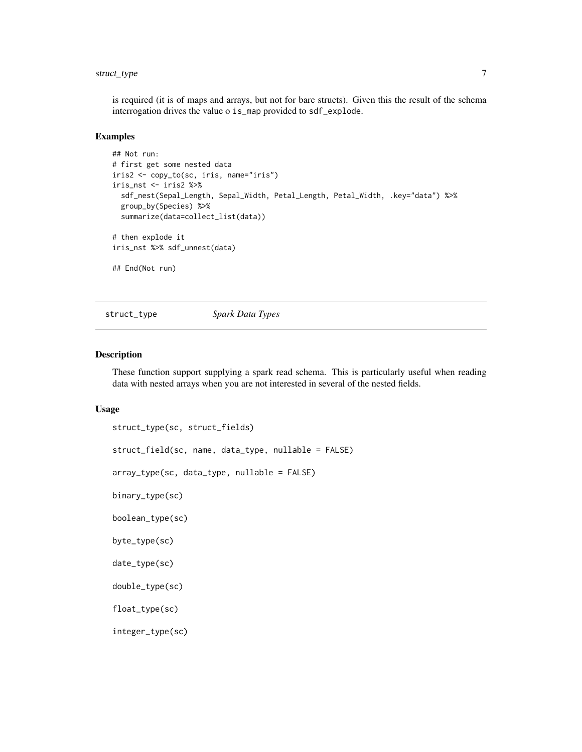is required (it is of maps and arrays, but not for bare structs). Given this the result of the schema interrogation drives the value o is_map provided to sdf_explode.

### Examples

```
## Not run:
# first get some nested data
iris2 <- copy_to(sc, iris, name="iris")
iris_nst <- iris2 %>%
  sdf_nest(Sepal_Length, Sepal_Width, Petal_Length, Petal_Width, .key="data") %>%
  group_by(Species) %>%
  summarize(data=collect_list(data))

# then explode it
iris_nst %>% sdf_unnest(data)

## End(Not run)
```

---

## struct_type *Spark Data Types*

---

### Description

These function support supplying a spark read schema. This is particularly useful when reading data with nested arrays when you are not interested in several of the nested fields.

### Usage

```
struct_type(sc, struct_fields)

struct_field(sc, name, data_type, nullable = FALSE)

array_type(sc, data_type, nullable = FALSE)

binary_type(sc)

boolean_type(sc)

byte_type(sc)

date_type(sc)

double_type(sc)

float_type(sc)

integer_type(sc)
```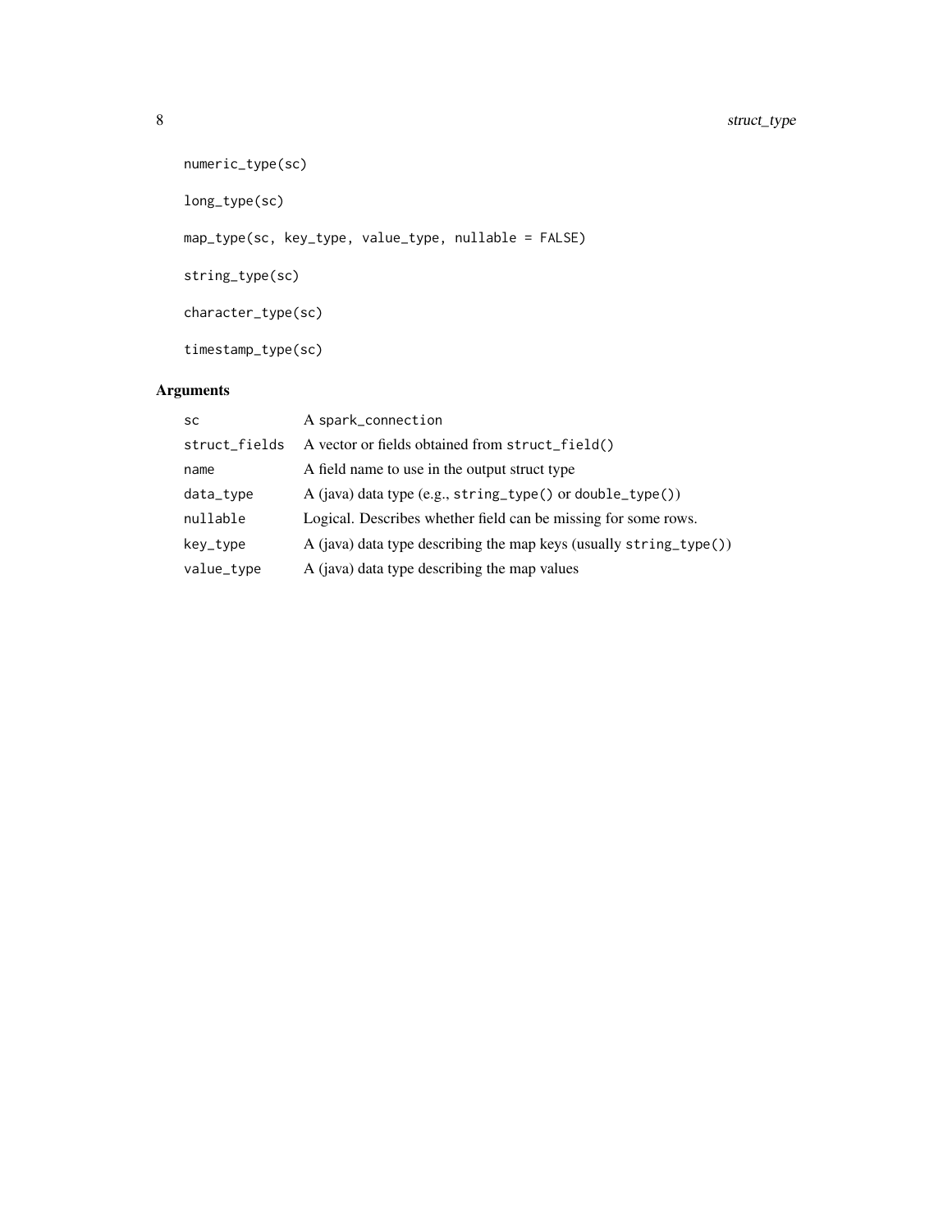```
numeric_type(sc)

long_type(sc)

map_type(sc, key_type, value_type, nullable = FALSE)

string_type(sc)

character_type(sc)

timestamp_type(sc)
```

## Arguments

| | |
|---|---|
| `sc` | A `spark_connection` |
| `struct_fields` | A vector or fields obtained from `struct_field()` |
| `name` | A field name to use in the output struct type |
| `data_type` | A (java) data type (e.g., `string_type()` or `double_type()`) |
| `nullable` | Logical. Describes whether field can be missing for some rows. |
| `key_type` | A (java) data type describing the map keys (usually `string_type()`) |
| `value_type` | A (java) data type describing the map values |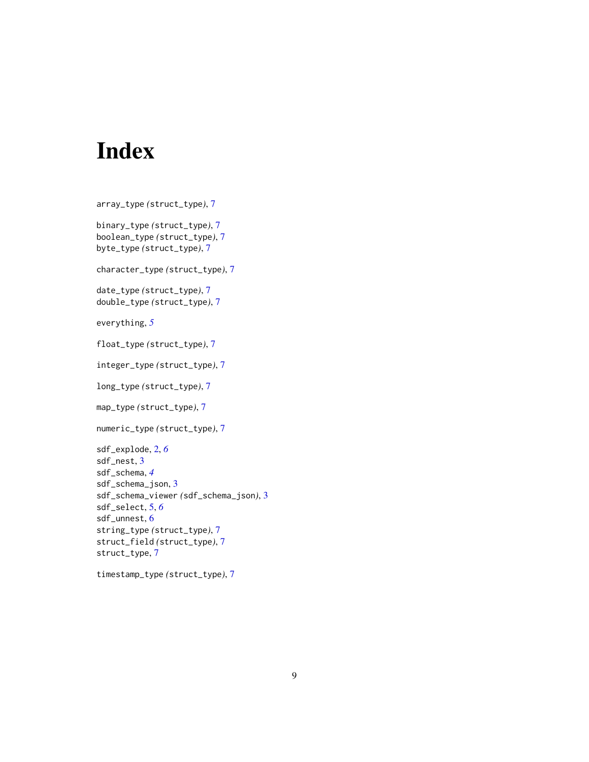# Index

array_type (struct_type), 7

binary_type (struct_type), 7
boolean_type (struct_type), 7
byte_type (struct_type), 7

character_type (struct_type), 7

date_type (struct_type), 7
double_type (struct_type), 7

everything, *5*

float_type (struct_type), 7

integer_type (struct_type), 7

long_type (struct_type), 7

map_type (struct_type), 7

numeric_type (struct_type), 7

sdf_explode, 2, *6*
sdf_nest, 3
sdf_schema, *4*
sdf_schema_json, 3
sdf_schema_viewer (sdf_schema_json), 3
sdf_select, 5, *6*
sdf_unnest, 6
string_type (struct_type), 7
struct_field (struct_type), 7
struct_type, 7

timestamp_type (struct_type), 7